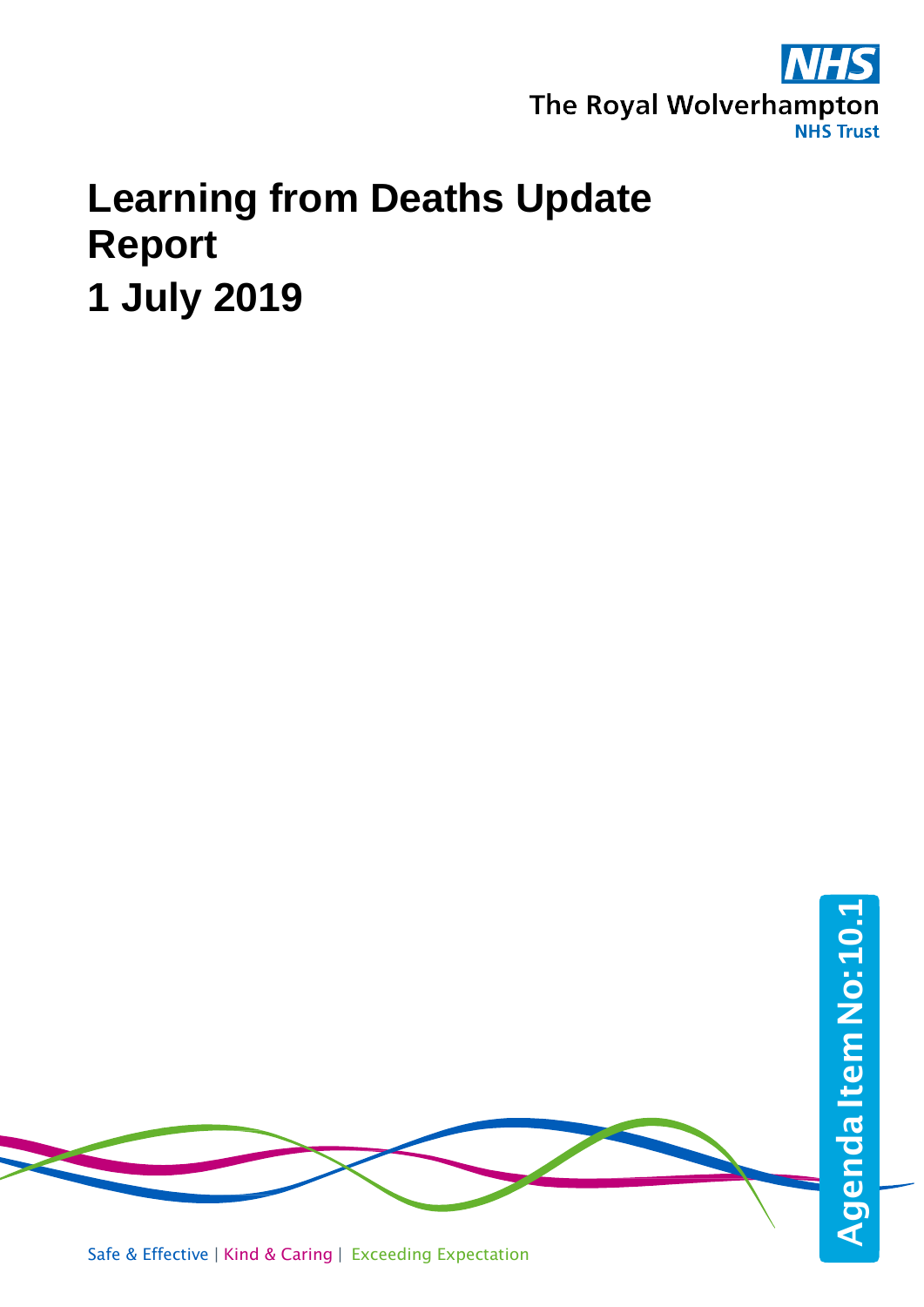NHS

The Royal Wolverhampton

NHS Trust

# Learning from Deaths Update Report

# 1 July 2019

Agenda Item No: 10.1

Safe & Effective | Kind & Caring | Exceeding Expectation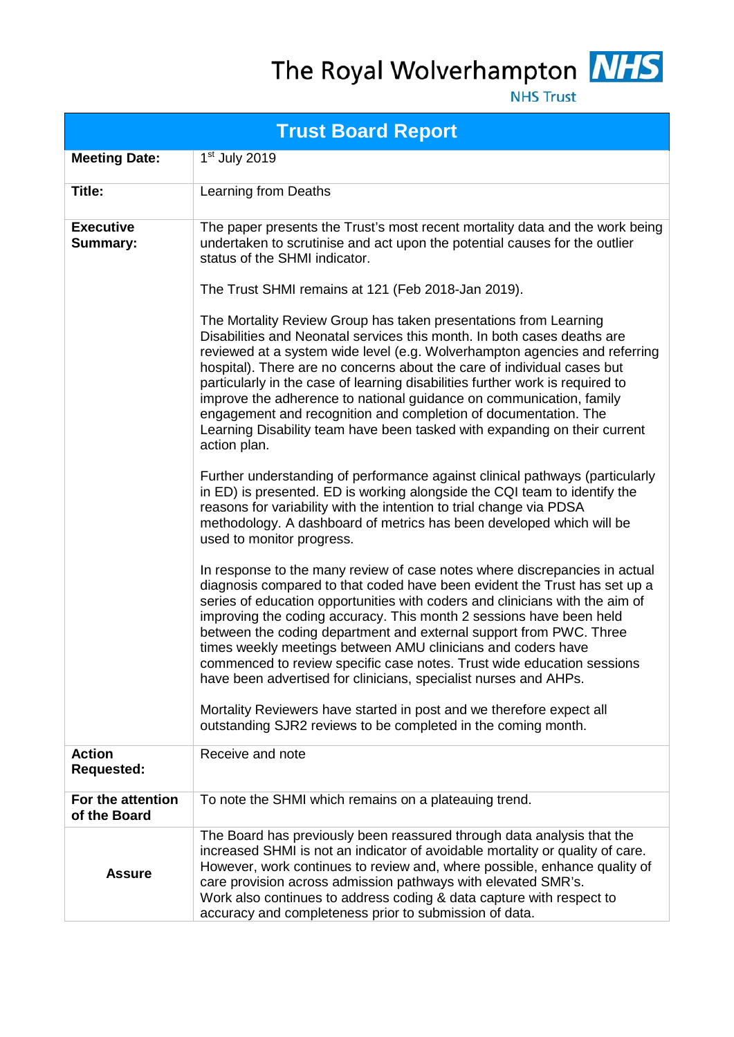The Royal Wolverhampton NHS Trust

# Trust Board Report

| | |
|---|---|
| **Meeting Date:** | 1st July 2019 |
| **Title:** | Learning from Deaths |
| **Executive Summary:** | The paper presents the Trust's most recent mortality data and the work being undertaken to scrutinise and act upon the potential causes for the outlier status of the SHMI indicator.<br><br>The Trust SHMI remains at 121 (Feb 2018-Jan 2019).<br><br>The Mortality Review Group has taken presentations from Learning Disabilities and Neonatal services this month. In both cases deaths are reviewed at a system wide level (e.g. Wolverhampton agencies and referring hospital). There are no concerns about the care of individual cases but particularly in the case of learning disabilities further work is required to improve the adherence to national guidance on communication, family engagement and recognition and completion of documentation. The Learning Disability team have been tasked with expanding on their current action plan.<br><br>Further understanding of performance against clinical pathways (particularly in ED) is presented. ED is working alongside the CQI team to identify the reasons for variability with the intention to trial change via PDSA methodology. A dashboard of metrics has been developed which will be used to monitor progress.<br><br>In response to the many review of case notes where discrepancies in actual diagnosis compared to that coded have been evident the Trust has set up a series of education opportunities with coders and clinicians with the aim of improving the coding accuracy. This month 2 sessions have been held between the coding department and external support from PWC. Three times weekly meetings between AMU clinicians and coders have commenced to review specific case notes. Trust wide education sessions have been advertised for clinicians, specialist nurses and AHPs.<br><br>Mortality Reviewers have started in post and we therefore expect all outstanding SJR2 reviews to be completed in the coming month. |
| **Action Requested:** | Receive and note |
| **For the attention of the Board** | To note the SHMI which remains on a plateauing trend. |
| **Assure** | The Board has previously been reassured through data analysis that the increased SHMI is not an indicator of avoidable mortality or quality of care. However, work continues to review and, where possible, enhance quality of care provision across admission pathways with elevated SMR's.<br>Work also continues to address coding & data capture with respect to accuracy and completeness prior to submission of data. |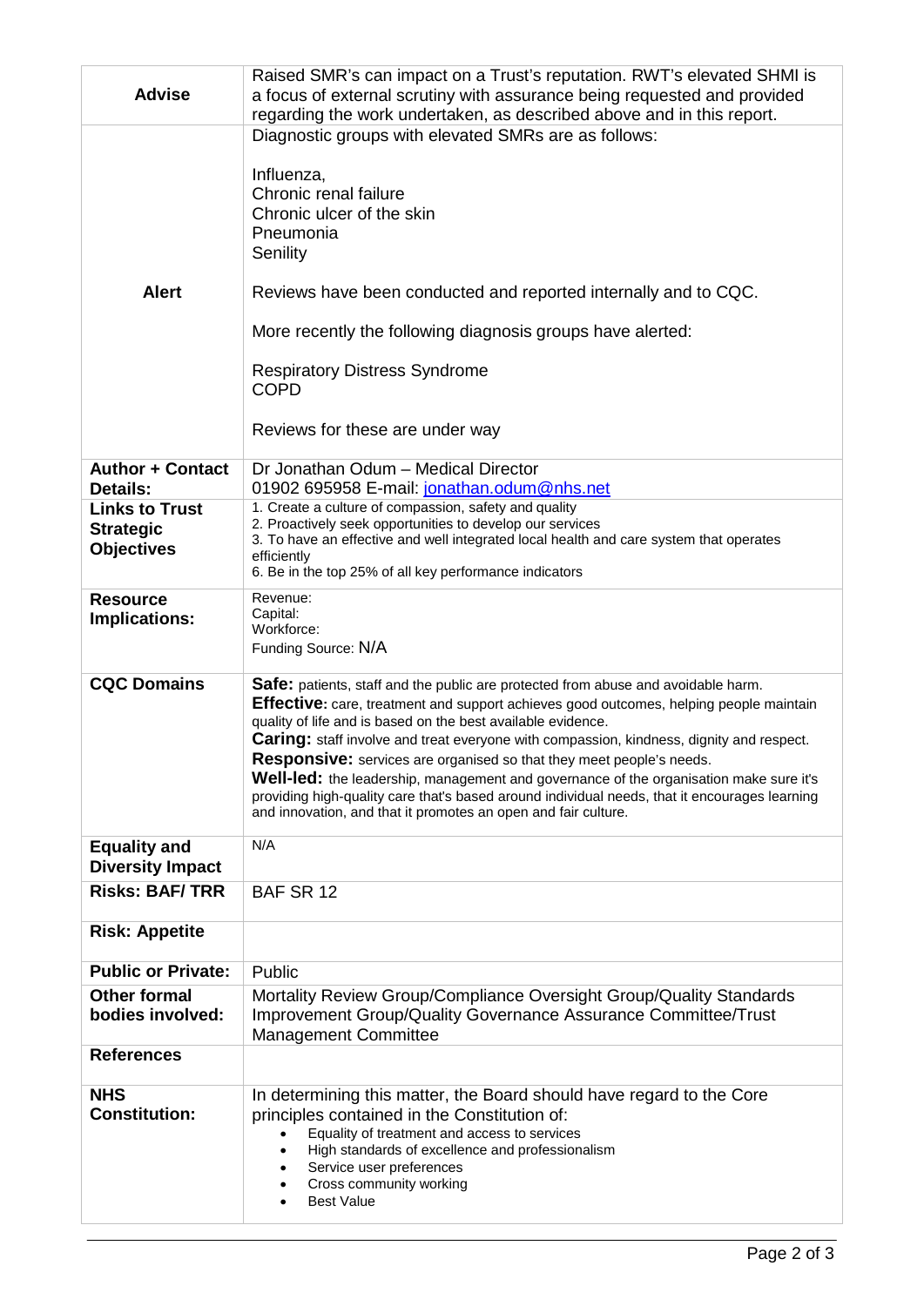| | |
|---|---|
| **Advise** | Raised SMR's can impact on a Trust's reputation. RWT's elevated SHMI is a focus of external scrutiny with assurance being requested and provided regarding the work undertaken, as described above and in this report. |
| **Alert** | Diagnostic groups with elevated SMRs are as follows:<br><br>Influenza,<br>Chronic renal failure<br>Chronic ulcer of the skin<br>Pneumonia<br>Senility<br><br>Reviews have been conducted and reported internally and to CQC.<br><br>More recently the following diagnosis groups have alerted:<br><br>Respiratory Distress Syndrome<br>COPD<br><br>Reviews for these are under way |
| **Author + Contact Details:** | Dr Jonathan Odum – Medical Director<br>01902 695958 E-mail: jonathan.odum@nhs.net |
| **Links to Trust Strategic Objectives** | 1. Create a culture of compassion, safety and quality<br>2. Proactively seek opportunities to develop our services<br>3. To have an effective and well integrated local health and care system that operates efficiently<br>6. Be in the top 25% of all key performance indicators |
| **Resource Implications:** | Revenue:<br>Capital:<br>Workforce:<br>Funding Source: N/A |
| **CQC Domains** | **Safe:** patients, staff and the public are protected from abuse and avoidable harm.<br>**Effective:** care, treatment and support achieves good outcomes, helping people maintain quality of life and is based on the best available evidence.<br>**Caring:** staff involve and treat everyone with compassion, kindness, dignity and respect.<br>**Responsive:** services are organised so that they meet people's needs.<br>**Well-led:** the leadership, management and governance of the organisation make sure it's providing high-quality care that's based around individual needs, that it encourages learning and innovation, and that it promotes an open and fair culture. |
| **Equality and Diversity Impact** | N/A |
| **Risks: BAF/ TRR** | BAF SR 12 |
| **Risk: Appetite** | |
| **Public or Private:** | Public |
| **Other formal bodies involved:** | Mortality Review Group/Compliance Oversight Group/Quality Standards Improvement Group/Quality Governance Assurance Committee/Trust Management Committee |
| **References** | |
| **NHS Constitution:** | In determining this matter, the Board should have regard to the Core principles contained in the Constitution of:<br>• Equality of treatment and access to services<br>• High standards of excellence and professionalism<br>• Service user preferences<br>• Cross community working<br>• Best Value |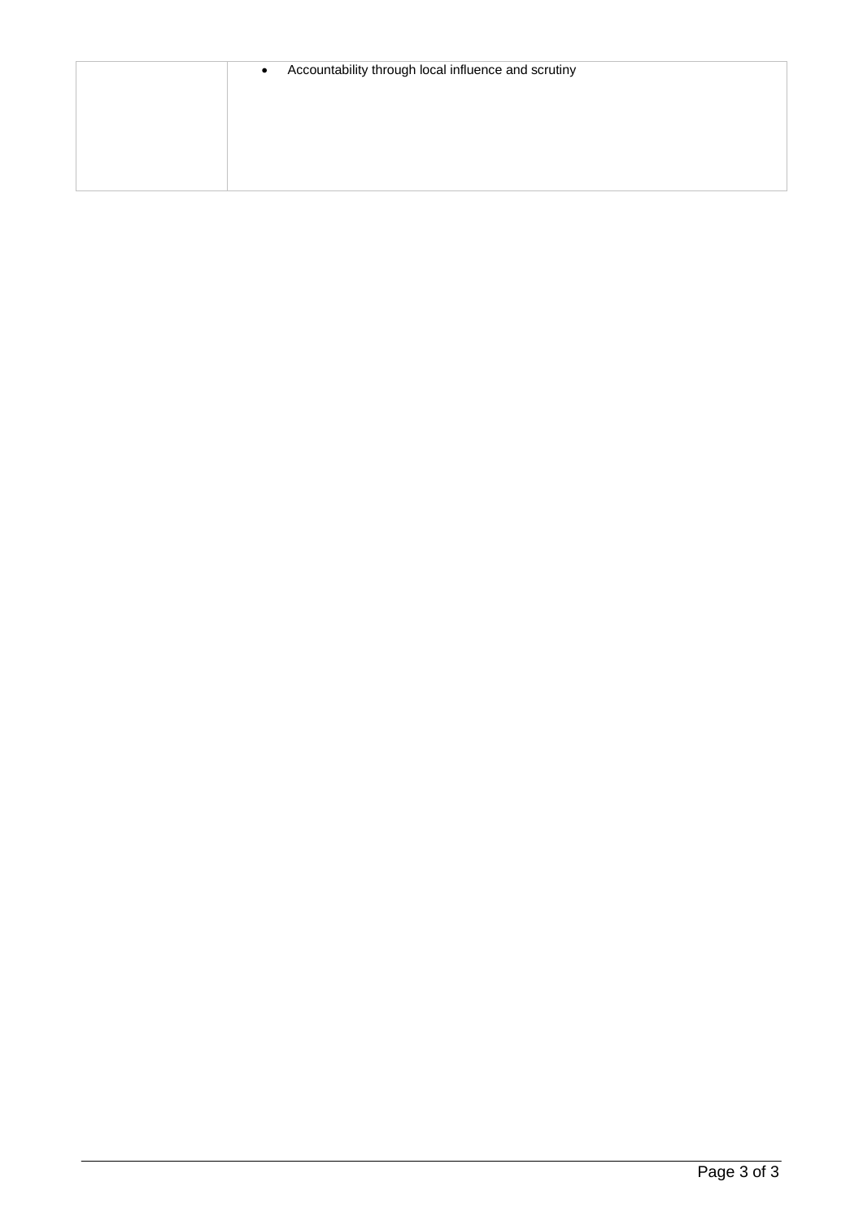| | |
|---|---|
| | • Accountability through local influence and scrutiny |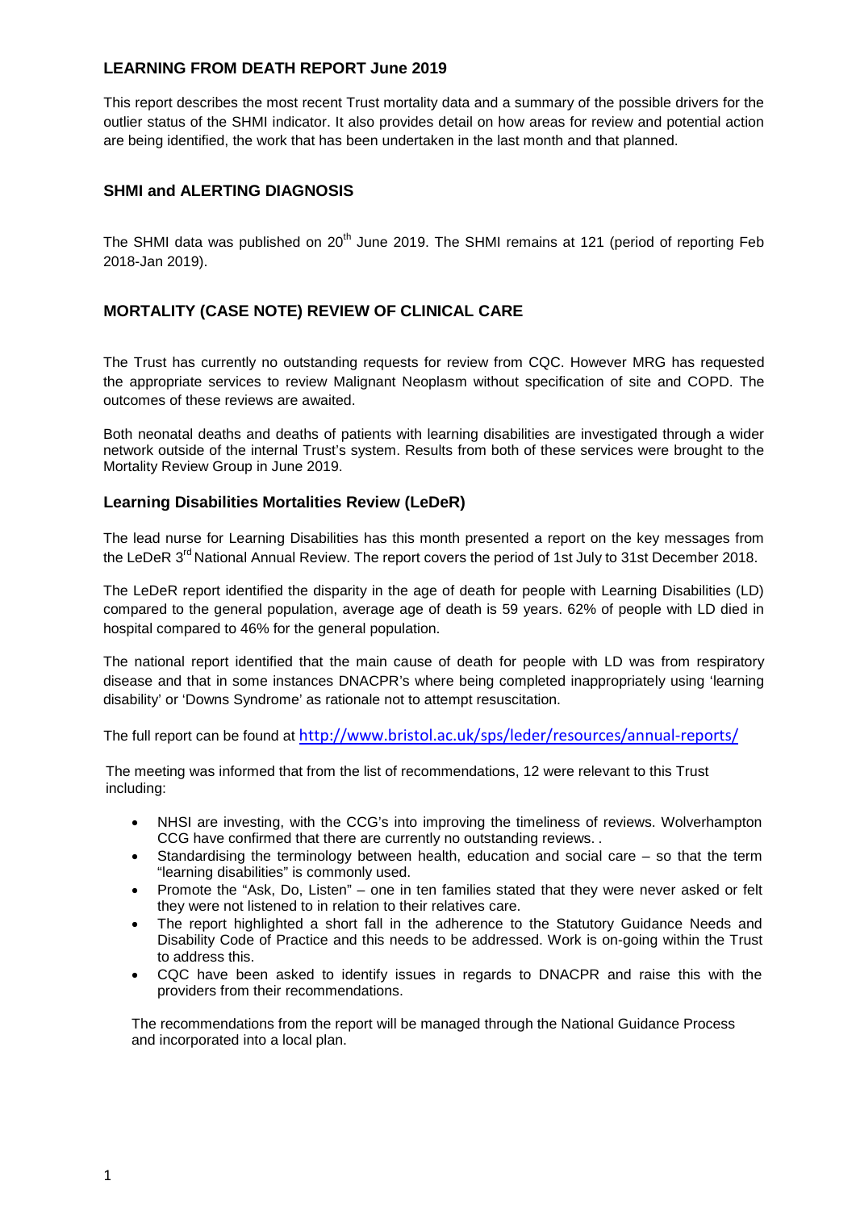## LEARNING FROM DEATH REPORT June 2019

This report describes the most recent Trust mortality data and a summary of the possible drivers for the outlier status of the SHMI indicator. It also provides detail on how areas for review and potential action are being identified, the work that has been undertaken in the last month and that planned.

### SHMI and ALERTING DIAGNOSIS

The SHMI data was published on 20th June 2019. The SHMI remains at 121 (period of reporting Feb 2018-Jan 2019).

### MORTALITY (CASE NOTE) REVIEW OF CLINICAL CARE

The Trust has currently no outstanding requests for review from CQC. However MRG has requested the appropriate services to review Malignant Neoplasm without specification of site and COPD. The outcomes of these reviews are awaited.

Both neonatal deaths and deaths of patients with learning disabilities are investigated through a wider network outside of the internal Trust's system. Results from both of these services were brought to the Mortality Review Group in June 2019.

#### Learning Disabilities Mortalities Review (LeDeR)

The lead nurse for Learning Disabilities has this month presented a report on the key messages from the LeDeR 3rd National Annual Review. The report covers the period of 1st July to 31st December 2018.

The LeDeR report identified the disparity in the age of death for people with Learning Disabilities (LD) compared to the general population, average age of death is 59 years. 62% of people with LD died in hospital compared to 46% for the general population.

The national report identified that the main cause of death for people with LD was from respiratory disease and that in some instances DNACPR's where being completed inappropriately using 'learning disability' or 'Downs Syndrome' as rationale not to attempt resuscitation.

The full report can be found at http://www.bristol.ac.uk/sps/leder/resources/annual-reports/

The meeting was informed that from the list of recommendations, 12 were relevant to this Trust including:

- NHSI are investing, with the CCG's into improving the timeliness of reviews. Wolverhampton CCG have confirmed that there are currently no outstanding reviews. .
- Standardising the terminology between health, education and social care – so that the term "learning disabilities" is commonly used.
- Promote the "Ask, Do, Listen" – one in ten families stated that they were never asked or felt they were not listened to in relation to their relatives care.
- The report highlighted a short fall in the adherence to the Statutory Guidance Needs and Disability Code of Practice and this needs to be addressed. Work is on-going within the Trust to address this.
- CQC have been asked to identify issues in regards to DNACPR and raise this with the providers from their recommendations.

The recommendations from the report will be managed through the National Guidance Process and incorporated into a local plan.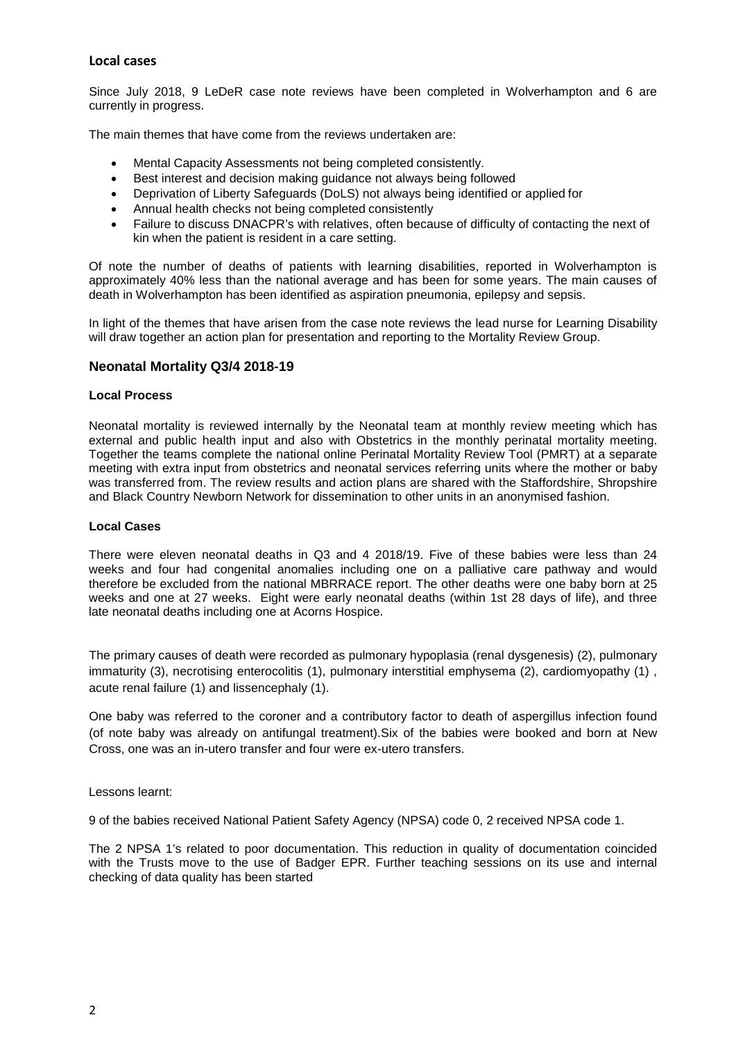### Local cases

Since July 2018, 9 LeDeR case note reviews have been completed in Wolverhampton and 6 are currently in progress.

The main themes that have come from the reviews undertaken are:

- Mental Capacity Assessments not being completed consistently.
- Best interest and decision making guidance not always being followed
- Deprivation of Liberty Safeguards (DoLS) not always being identified or applied for
- Annual health checks not being completed consistently
- Failure to discuss DNACPR's with relatives, often because of difficulty of contacting the next of kin when the patient is resident in a care setting.

Of note the number of deaths of patients with learning disabilities, reported in Wolverhampton is approximately 40% less than the national average and has been for some years. The main causes of death in Wolverhampton has been identified as aspiration pneumonia, epilepsy and sepsis.

In light of the themes that have arisen from the case note reviews the lead nurse for Learning Disability will draw together an action plan for presentation and reporting to the Mortality Review Group.

## Neonatal Mortality Q3/4 2018-19

### Local Process

Neonatal mortality is reviewed internally by the Neonatal team at monthly review meeting which has external and public health input and also with Obstetrics in the monthly perinatal mortality meeting. Together the teams complete the national online Perinatal Mortality Review Tool (PMRT) at a separate meeting with extra input from obstetrics and neonatal services referring units where the mother or baby was transferred from. The review results and action plans are shared with the Staffordshire, Shropshire and Black Country Newborn Network for dissemination to other units in an anonymised fashion.

### Local Cases

There were eleven neonatal deaths in Q3 and 4 2018/19. Five of these babies were less than 24 weeks and four had congenital anomalies including one on a palliative care pathway and would therefore be excluded from the national MBRRACE report. The other deaths were one baby born at 25 weeks and one at 27 weeks. Eight were early neonatal deaths (within 1st 28 days of life), and three late neonatal deaths including one at Acorns Hospice.

The primary causes of death were recorded as pulmonary hypoplasia (renal dysgenesis) (2), pulmonary immaturity (3), necrotising enterocolitis (1), pulmonary interstitial emphysema (2), cardiomyopathy (1) , acute renal failure (1) and lissencephaly (1).

One baby was referred to the coroner and a contributory factor to death of aspergillus infection found (of note baby was already on antifungal treatment).Six of the babies were booked and born at New Cross, one was an in-utero transfer and four were ex-utero transfers.

Lessons learnt:

9 of the babies received National Patient Safety Agency (NPSA) code 0, 2 received NPSA code 1.

The 2 NPSA 1's related to poor documentation. This reduction in quality of documentation coincided with the Trusts move to the use of Badger EPR. Further teaching sessions on its use and internal checking of data quality has been started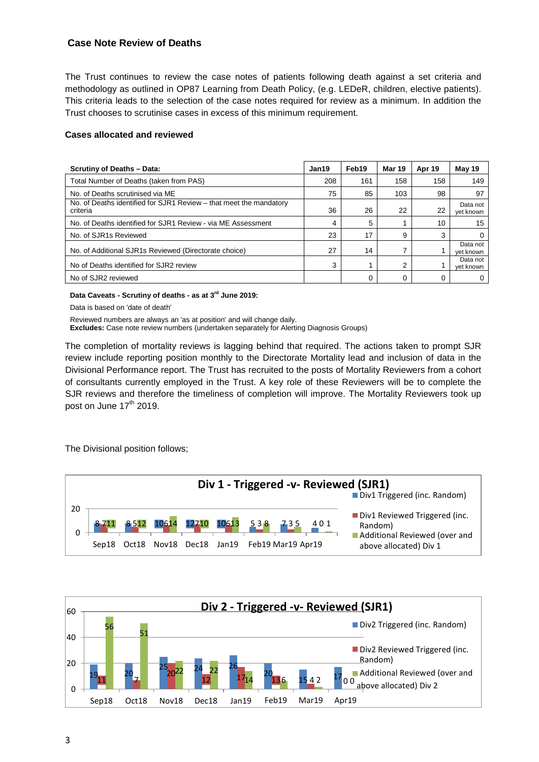## Case Note Review of Deaths

The Trust continues to review the case notes of patients following death against a set criteria and methodology as outlined in OP87 Learning from Death Policy, (e.g. LEDeR, children, elective patients). This criteria leads to the selection of the case notes required for review as a minimum. In addition the Trust chooses to scrutinise cases in excess of this minimum requirement.

### Cases allocated and reviewed

| Scrutiny of Deaths – Data: | Jan19 | Feb19 | Mar 19 | Apr 19 | May 19 |
|---|---|---|---|---|---|
| Total Number of Deaths (taken from PAS) | 208 | 161 | 158 | 158 | 149 |
| No. of Deaths scrutinised via ME | 75 | 85 | 103 | 98 | 97 |
| No. of Deaths identified for SJR1 Review – that meet the mandatory criteria | 36 | 26 | 22 | 22 | Data not yet known |
| No. of Deaths identified for SJR1 Review - via ME Assessment | 4 | 5 | 1 | 10 | 15 |
| No. of SJR1s Reviewed | 23 | 17 | 9 | 3 | 0 |
| No. of Additional SJR1s Reviewed (Directorate choice) | 27 | 14 | 7 | 1 | Data not yet known |
| No of Deaths identified for SJR2 review | 3 | 1 | 2 | 1 | Data not yet known |
| No of SJR2 reviewed | | 0 | 0 | 0 | 0 |

**Data Caveats - Scrutiny of deaths - as at 3rd June 2019:**

Data is based on 'date of death'

Reviewed numbers are always an 'as at position' and will change daily.
**Excludes:** Case note review numbers (undertaken separately for Alerting Diagnosis Groups)

The completion of mortality reviews is lagging behind that required. The actions taken to prompt SJR review include reporting position monthly to the Directorate Mortality lead and inclusion of data in the Divisional Performance report. The Trust has recruited to the posts of Mortality Reviewers from a cohort of consultants currently employed in the Trust. A key role of these Reviewers will be to complete the SJR reviews and therefore the timeliness of completion will improve. The Mortality Reviewers took up post on June 17th 2019.

The Divisional position follows;

**Div 1 - Triggered -v- Reviewed (SJR1)**

| | Sep18 | Oct18 | Nov18 | Dec18 | Jan19 | Feb19 | Mar19 | Apr19 |
|---|---|---|---|---|---|---|---|---|
| Div1 Triggered (inc. Random) | 8 | 8 | 10 | 12 | 10 | 5 | 7 | 4 |
| Div1 Reviewed Triggered (inc. Random) | 7 | 5 | 6 | 7 | 6 | 3 | 3 | 0 |
| Additional Reviewed (over and above allocated) Div 1 | 11 | 12 | 14 | 10 | 13 | 8 | 5 | 1 |

**Div 2 - Triggered -v- Reviewed (SJR1)**

| | Sep18 | Oct18 | Nov18 | Dec18 | Jan19 | Feb19 | Mar19 | Apr19 |
|---|---|---|---|---|---|---|---|---|
| Div2 Triggered (inc. Random) | 19 | 20 | 25 | 24 | 26 | 20 | 15 | 17 |
| Div2 Reviewed Triggered (inc. Random) | 11 | 7 | 20 | 12 | 17 | 13 | 4 | 0 |
| Additional Reviewed (over and above allocated) Div 2 | 56 | 51 | 22 | 22 | 14 | 6 | 2 | 0 |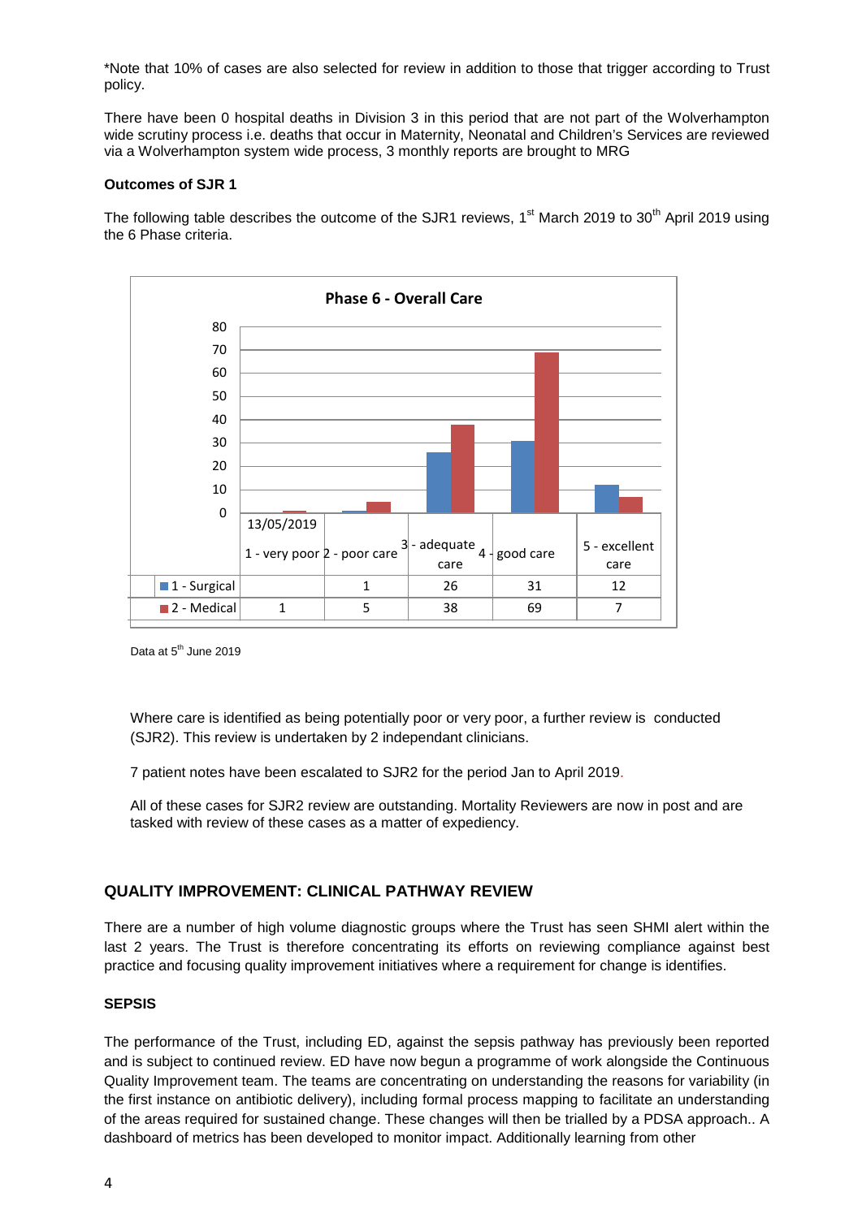*Note that 10% of cases are also selected for review in addition to those that trigger according to Trust policy.

There have been 0 hospital deaths in Division 3 in this period that are not part of the Wolverhampton wide scrutiny process i.e. deaths that occur in Maternity, Neonatal and Children's Services are reviewed via a Wolverhampton system wide process, 3 monthly reports are brought to MRG

**Outcomes of SJR 1**

The following table describes the outcome of the SJR1 reviews, 1st March 2019 to 30th April 2019 using the 6 Phase criteria.

**Phase 6 - Overall Care**

| 13/05/2019 | 1 - very poor | 2 - poor care | 3 - adequate care | 4 - good care | 5 - excellent care |
|---|---|---|---|---|---|
| 1 - Surgical | | 1 | 26 | 31 | 12 |
| 2 - Medical | 1 | 5 | 38 | 69 | 7 |

Data at 5th June 2019

Where care is identified as being potentially poor or very poor, a further review is conducted (SJR2). This review is undertaken by 2 independant clinicians.

7 patient notes have been escalated to SJR2 for the period Jan to April 2019.

All of these cases for SJR2 review are outstanding. Mortality Reviewers are now in post and are tasked with review of these cases as a matter of expediency.

## QUALITY IMPROVEMENT: CLINICAL PATHWAY REVIEW

There are a number of high volume diagnostic groups where the Trust has seen SHMI alert within the last 2 years. The Trust is therefore concentrating its efforts on reviewing compliance against best practice and focusing quality improvement initiatives where a requirement for change is identifies.

**SEPSIS**

The performance of the Trust, including ED, against the sepsis pathway has previously been reported and is subject to continued review. ED have now begun a programme of work alongside the Continuous Quality Improvement team. The teams are concentrating on understanding the reasons for variability (in the first instance on antibiotic delivery), including formal process mapping to facilitate an understanding of the areas required for sustained change. These changes will then be trialled by a PDSA approach.. A dashboard of metrics has been developed to monitor impact. Additionally learning from other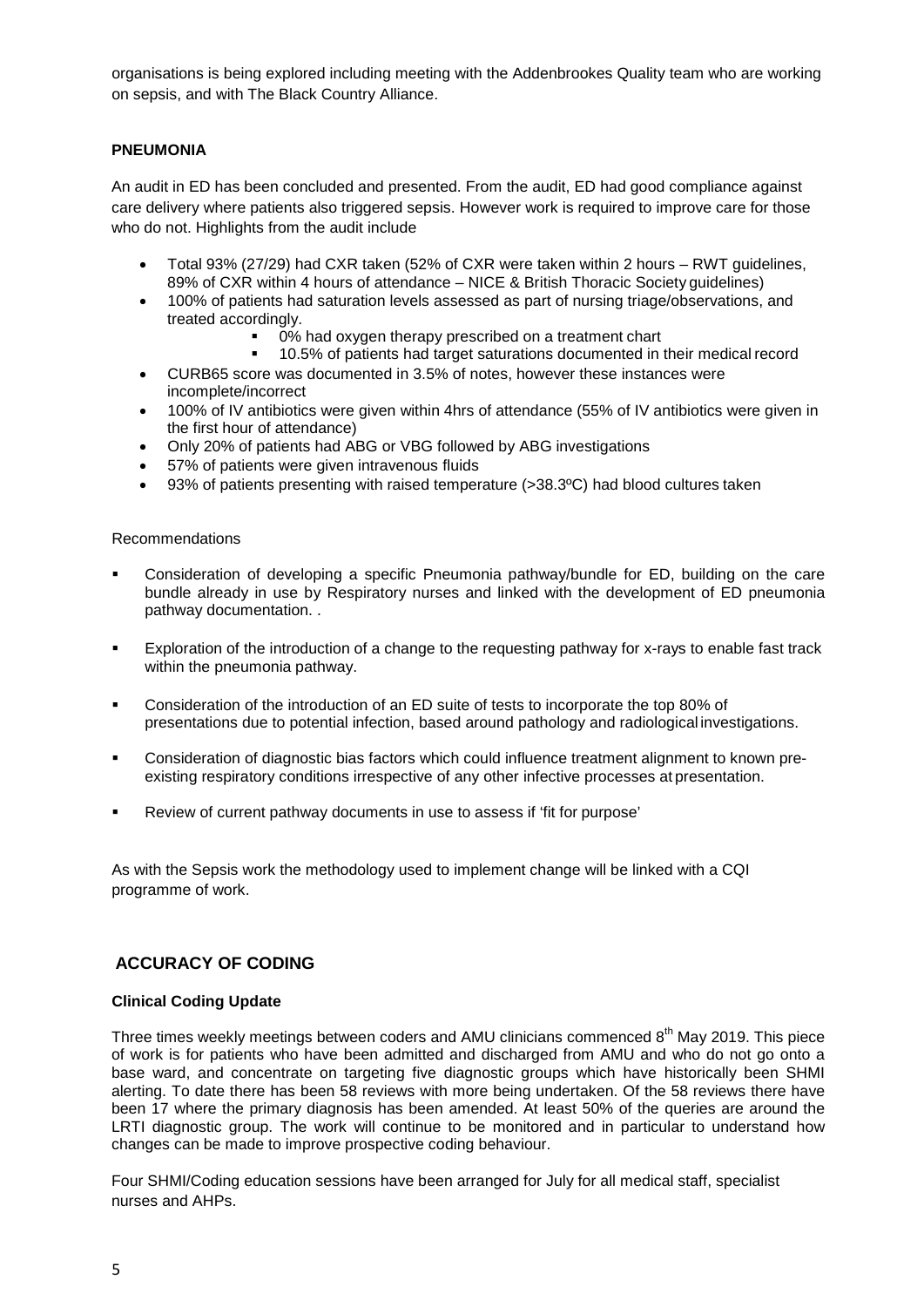organisations is being explored including meeting with the Addenbrookes Quality team who are working on sepsis, and with The Black Country Alliance.

**PNEUMONIA**

An audit in ED has been concluded and presented. From the audit, ED had good compliance against care delivery where patients also triggered sepsis. However work is required to improve care for those who do not. Highlights from the audit include

- Total 93% (27/29) had CXR taken (52% of CXR were taken within 2 hours – RWT guidelines, 89% of CXR within 4 hours of attendance – NICE & British Thoracic Society guidelines)
- 100% of patients had saturation levels assessed as part of nursing triage/observations, and treated accordingly.
  - 0% had oxygen therapy prescribed on a treatment chart
  - 10.5% of patients had target saturations documented in their medical record
- CURB65 score was documented in 3.5% of notes, however these instances were incomplete/incorrect
- 100% of IV antibiotics were given within 4hrs of attendance (55% of IV antibiotics were given in the first hour of attendance)
- Only 20% of patients had ABG or VBG followed by ABG investigations
- 57% of patients were given intravenous fluids
- 93% of patients presenting with raised temperature (>38.3ºC) had blood cultures taken

Recommendations

- Consideration of developing a specific Pneumonia pathway/bundle for ED, building on the care bundle already in use by Respiratory nurses and linked with the development of ED pneumonia pathway documentation. .
- Exploration of the introduction of a change to the requesting pathway for x-rays to enable fast track within the pneumonia pathway.
- Consideration of the introduction of an ED suite of tests to incorporate the top 80% of presentations due to potential infection, based around pathology and radiological investigations.
- Consideration of diagnostic bias factors which could influence treatment alignment to known pre-existing respiratory conditions irrespective of any other infective processes at presentation.
- Review of current pathway documents in use to assess if 'fit for purpose'

As with the Sepsis work the methodology used to implement change will be linked with a CQI programme of work.

## ACCURACY OF CODING

**Clinical Coding Update**

Three times weekly meetings between coders and AMU clinicians commenced 8th May 2019. This piece of work is for patients who have been admitted and discharged from AMU and who do not go onto a base ward, and concentrate on targeting five diagnostic groups which have historically been SHMI alerting. To date there has been 58 reviews with more being undertaken. Of the 58 reviews there have been 17 where the primary diagnosis has been amended. At least 50% of the queries are around the LRTI diagnostic group. The work will continue to be monitored and in particular to understand how changes can be made to improve prospective coding behaviour.

Four SHMI/Coding education sessions have been arranged for July for all medical staff, specialist nurses and AHPs.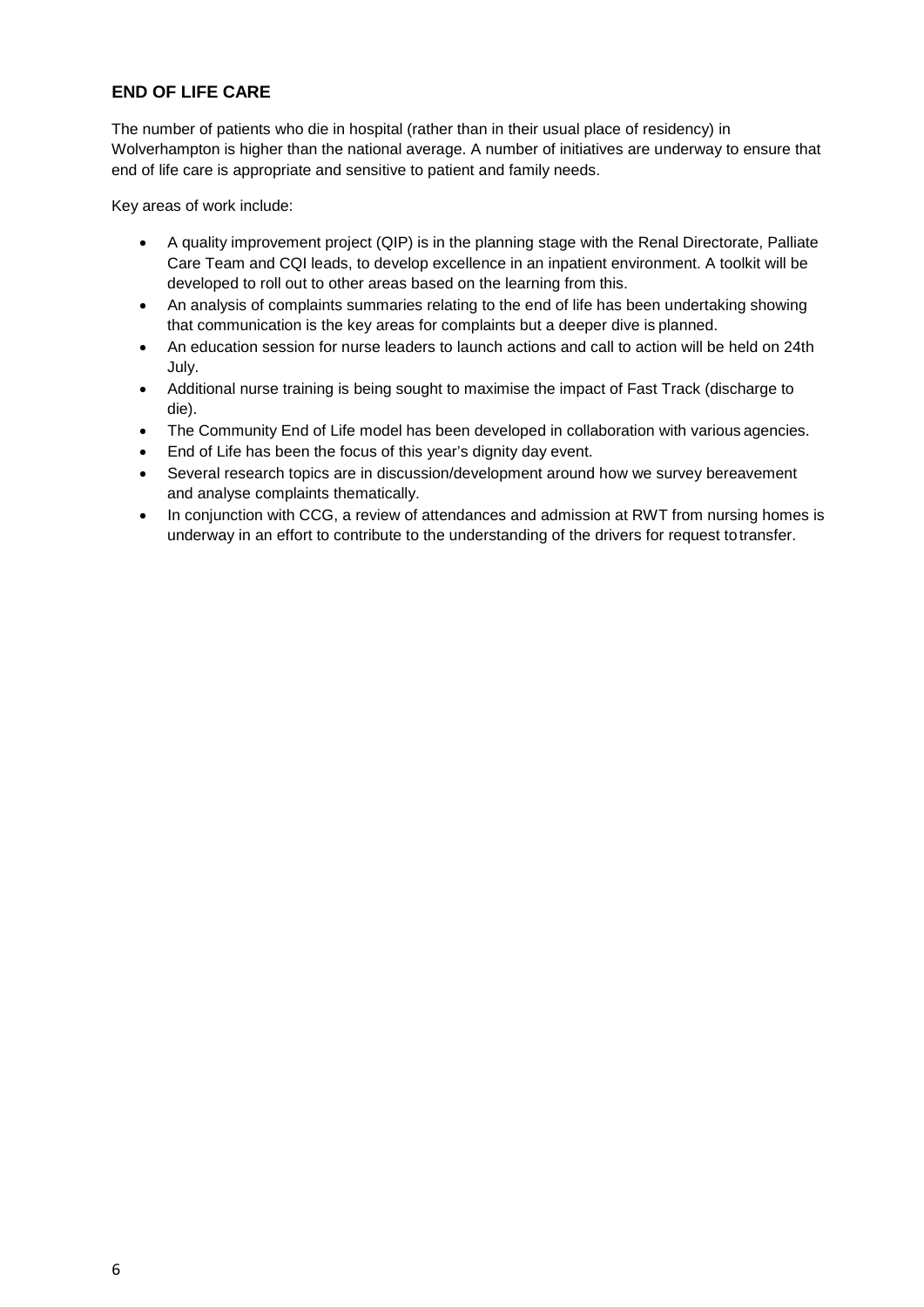## END OF LIFE CARE

The number of patients who die in hospital (rather than in their usual place of residency) in Wolverhampton is higher than the national average. A number of initiatives are underway to ensure that end of life care is appropriate and sensitive to patient and family needs.

Key areas of work include:

- A quality improvement project (QIP) is in the planning stage with the Renal Directorate, Palliate Care Team and CQI leads, to develop excellence in an inpatient environment. A toolkit will be developed to roll out to other areas based on the learning from this.
- An analysis of complaints summaries relating to the end of life has been undertaking showing that communication is the key areas for complaints but a deeper dive is planned.
- An education session for nurse leaders to launch actions and call to action will be held on 24th July.
- Additional nurse training is being sought to maximise the impact of Fast Track (discharge to die).
- The Community End of Life model has been developed in collaboration with various agencies.
- End of Life has been the focus of this year's dignity day event.
- Several research topics are in discussion/development around how we survey bereavement and analyse complaints thematically.
- In conjunction with CCG, a review of attendances and admission at RWT from nursing homes is underway in an effort to contribute to the understanding of the drivers for request to transfer.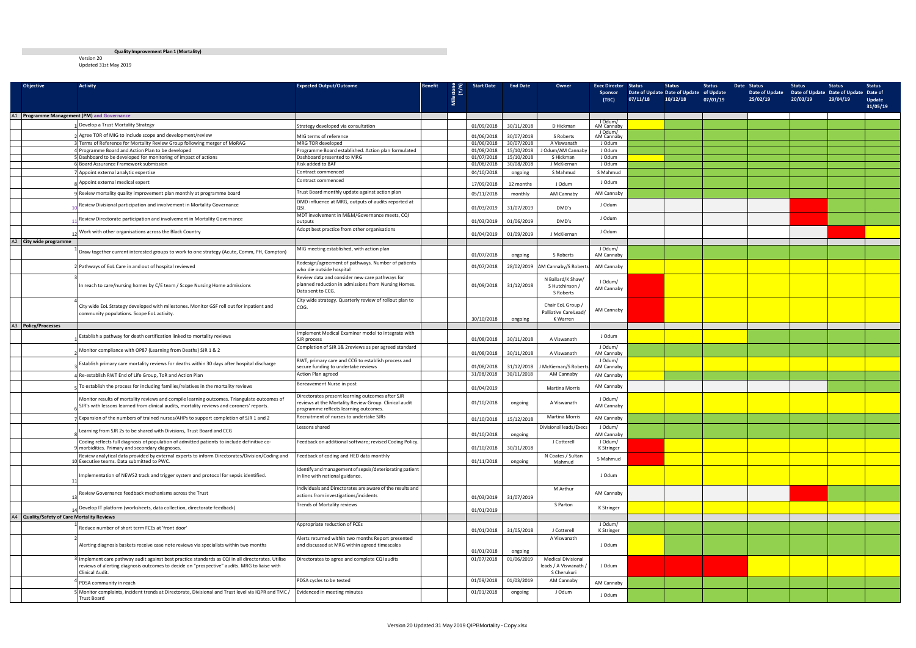**Quality Improvement Plan 1 (Mortality)**

Version 20
Updated 31st May 2019

| Objective | | Activity | Expected Output/Outcome | Benefit | Milestone (Y/N) | Start Date | End Date | Owner | Exec Director Sponsor (TBC) | Status Date of Update 07/11/18 | Status Date of Update 10/12/18 | Status Date of Update 07/01/19 | Status Date of Update 25/02/19 | Status Date of Update 20/03/19 | Status Date of Update 29/04/19 | Status Date of Update 31/05/19 |
|---|---|---|---|---|---|---|---|---|---|---|---|---|---|---|---|---|
| A1 | Programme Management (PM) and Governance | | | | | | | | | | | | | | | |
| | 1 | Develop a Trust Mortality Strategy | Strategy developed via consultation | | | 01/09/2018 | 30/11/2018 | D Hickman | J Odum/ AM Cannaby | | | | | | | |
| | 2 | Agree TOR of MIG to include scope and development/review | MIG terms of reference | | | 01/06/2018 | 30/07/2018 | S Roberts | J Odum/ AM Cannaby | | | | | | | |
| | 3 | Terms of Reference for Mortality Review Group following merger of MoRAG | MRG TOR developed | | | 01/06/2018 | 30/07/2018 | A Viswanath | J Odum | | | | | | | |
| | 4 | Programme Board and Action Plan to be developed | Programme Board established. Action plan formulated | | | 01/08/2018 | 15/10/2018 | J Odum/AM Cannaby | J Odum | | | | | | | |
| | 5 | Dashboard to be developed for monitoring of impact of actions | Dashboard presented to MRG | | | 01/07/2018 | 15/10/2018 | S Hickman | J Odum | | | | | | | |
| | 6 | Board Assurance Framework submission | Risk added to BAF | | | 01/08/2018 | 30/08/2018 | J McKiernan | J Odum | | | | | | | |
| | 7 | Appoint external analytic expertise | Contract commenced | | | 04/10/2018 | ongoing | S Mahmud | S Mahmud | | | | | | | |
| | 8 | Appoint external medical expert | Contract commenced | | | 17/09/2018 | 12 months | J Odum | J Odum | | | | | | | |
| | 9 | Review mortality quality improvement plan monthly at programme board | Trust Board monthly update against action plan | | | 05/11/2018 | monthly | AM Cannaby | AM Cannaby | | | | | | | |
| | 10 | Review Divisional participation and involvement in Mortality Governance | DMD influence at MRG, outputs of audits reported at QSI. | | | 01/03/2019 | 31/07/2019 | DMD's | J Odum | | | | | | | |
| | 11 | Review Directorate participation and involvement in Mortality Governance | MDT involvement in M&M/Governance meets, CQI outputs | | | 01/03/2019 | 01/06/2019 | DMD's | J Odum | | | | | | | |
| | 12 | Work with other organisations across the Black Country | Adopt best practice from other organisations | | | 01/04/2019 | 01/09/2019 | J McKiernan | J Odum | | | | | | | |
| A2 | City wide programme | | | | | | | | | | | | | | | |
| | 1 | Draw together current interested groups to work to one strategy (Acute, Comm, PH, Compton) | MIG meeting established, with action plan | | | 01/07/2018 | ongoing | S Roberts | J Odum/ AM Cannaby | | | | | | | |
| | 2 | Pathways of EoL Care in and out of hospital reviewed | Redesign/agreement of pathways. Number of patients who die outside hospital | | | 01/07/2018 | 28/02/2019 | AM Cannaby/S Roberts | AM Cannaby | | | | | | | |
| | 3 | In reach to care/nursing homes by C/E team / Scope Nursing Home admissions | Review data and consider new care pathways for planned reduction in admissions from Nursing Homes. Data sent to CCG. | | | 01/09/2018 | 31/12/2018 | N Ballard/K Shaw/ S Hutchinson / S Roberts | J Odum/ AM Cannaby | | | | | | | |
| | 4 | City wide EoL Strategy developed with milestones. Monitor GSF roll out for inpatient and community populations. Scope EoL activity. | City wide strategy. Quarterly review of rollout plan to COG. | | | 30/10/2018 | ongoing | Chair EoL Group / Palliative Care Lead/ K Warren | AM Cannaby | | | | | | | |
| A3 | Policy/Processes | | | | | | | | | | | | | | | |
| | 1 | Establish a pathway for death certification linked to mortality reviews | Implement Medical Examiner model to integrate with SJR process | | | 01/08/2018 | 30/11/2018 | A Viswanath | J Odum | | | | | | | |
| | 2 | Monitor compliance with OP87 (Learning from Deaths) SJR 1 & 2 | Completion of SJR 1& 2reviews as per agreed standard | | | 01/08/2018 | 30/11/2018 | A Viswanath | J Odum/ AM Cannaby | | | | | | | |
| | 3 | Establish primary care mortality reviews for deaths within 30 days after hospital discharge | RWT, primary care and CCG to establish process and secure funding to undertake reviews | | | 01/08/2018 | 31/12/2018 | J McKiernan/S Roberts | J Odum/ AM Cannaby | | | | | | | |
| | 4 | Re-establish RWT End of Life Group, ToR and Action Plan | Action Plan agreed | | | 31/08/2018 | 30/11/2018 | AM Cannaby | AM Cannaby | | | | | | | |
| | 5 | To establish the process for including families/relatives in the mortality reviews | Bereavement Nurse in post | | | 01/04/2019 | | Martina Morris | AM Cannaby | | | | | | | |
| | 6 | Monitor results of mortality reviews and compile learning outcomes. Triangulate outcomes of SJR's with lessons learned from clinical audits, mortality reviews and coroners' reports. | Directorates present learning outcomes after SJR reviews at the Mortality Review Group. Clinical audit programme reflects learning outcomes. | | | 01/10/2018 | ongoing | A Viswanath | J Odum/ AM Cannaby | | | | | | | |
| | 7 | Expansion of the numbers of trained nurses/AHPs to support completion of SJR 1 and 2 | Recruitment of nurses to undertake SJRs | | | 01/10/2018 | 15/12/2018 | Martina Morris | AM Cannaby | | | | | | | |
| | 8 | Learning from SJR 2s to be shared with Divisions, Trust Board and CCG | Lessons shared | | | 01/10/2018 | ongoing | Divisional leads/Execs | J Odum/ AM Cannaby | | | | | | | |
| | 9 | Coding reflects full diagnosis of population of admitted patients to include definitive co-morbidities. Primary and secondary diagnoses. | Feedback on additional software; revised Coding Policy. | | | 01/10/2018 | 30/11/2018 | J Cotterell | J Odum/ K Stringer | | | | | | | |
| | 10 | Review analytical data provided by external experts to inform Directorates/Division/Coding and Executive teams. Data submitted to PWC. | Feedback of coding and HED data monthly | | | 01/11/2018 | ongoing | N Coates / Sultan Mahmud | S Mahmud | | | | | | | |
| | 11 | Implementation of NEWS2 track and trigger system and protocol for sepsis identified. | Identify and management of sepsis/deteriorating patient in line with national guidance. | | | | | | J Odum | | | | | | | |
| | 13 | Review Governance feedback mechanisms across the Trust | Individuals and Directorates are aware of the results and actions from investigations/incidents | | | 01/03/2019 | 31/07/2019 | M Arthur | AM Cannaby | | | | | | | |
| | 14 | Develop IT platform (worksheets, data collection, directorate feedback) | Trends of Mortality reviews | | | 01/01/2019 | | S Parton | K Stringer | | | | | | | |
| A4 | Quality/Safety of Care Mortality Reviews | | | | | | | | | | | | | | | |
| | 1 | Reduce number of short term FCEs at 'front door' | Appropriate reduction of FCEs | | | 01/01/2018 | 31/05/2018 | J Cotterell | J Odum/ K Stringer | | | | | | | |
| | 2 | Alerting diagnosis baskets receive case note reviews via specialists within two months | Alerts returned within two months Report presented and discussed at MRG within agreed timescales | | | 01/01/2018 | ongoing | A Viswanath | J Odum | | | | | | | |
| | 3 | Implement care pathway audit against best practice standards as CQI in all directorates. Utilise reviews of alerting diagnosis outcomes to decide on "prospective" audits. MRG to liaise with Clinical Audit. | Directorates to agree and complete CQI audits | | | 01/07/2018 | 01/06/2019 | Medical Divisional leads / A Viswanath / S Cherukuri | J Odum | | | | | | | |
| | 4 | PDSA community in reach | PDSA cycles to be tested | | | 01/09/2018 | 01/03/2019 | AM Cannaby | AM Cannaby | | | | | | | |
| | 5 | Monitor complaints, incident trends at Directorate, Divisional and Trust level via IQPR and TMC / Trust Board | Evidenced in meeting minutes | | | 01/01/2018 | ongoing | J Odum | J Odum | | | | | | | |

Version 20 Updated 31 May 2019 QIPBMortality - Copy.xlsx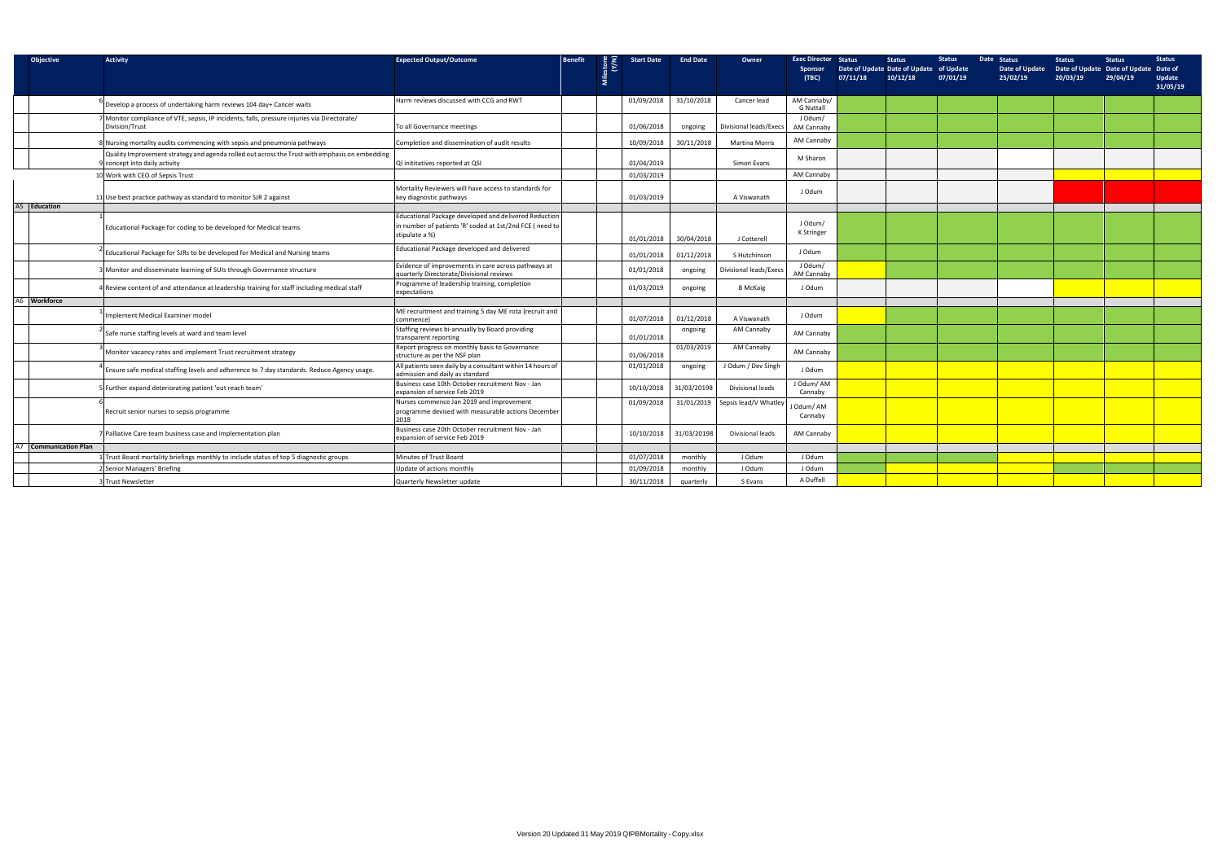| Objective | | Activity | Expected Output/Outcome | Benefit | Milestone (Y/N) | Start Date | End Date | Owner | Exec Director Sponsor (TBC) | Status Date of Update 07/11/18 | Status Date of Update 10/12/18 | Status Date of Update 07/01/19 | Status Date of Update 25/02/19 | Status Date of Update 20/03/19 | Status Date of Update 29/04/19 | Status Date of Update 31/05/19 |
|---|---|---|---|---|---|---|---|---|---|---|---|---|---|---|---|---|
| | | 6 Develop a process of undertaking harm reviews 104 day+ Cancer waits | Harm reviews discussed with CCG and RWT | | | 01/09/2018 | 31/10/2018 | Cancer lead | AM Cannaby/ G Nuttall | | | | | | | |
| | | 7 Monitor compliance of VTE, sepsis, IP incidents, falls, pressure injuries via Directorate/ Division/Trust | To all Governance meetings | | | 01/06/2018 | ongoing | Divisional leads/Execs | J Odum/ AM Cannaby | | | | | | | |
| | | 8 Nursing mortality audits commencing with sepsis and pneumonia pathways | Completion and dissemination of audit results | | | 10/09/2018 | 30/11/2018 | Martina Morris | AM Cannaby | | | | | | | |
| | | 9 Quality Improvement strategy and agenda rolled out across the Trust with emphasis on embedding concept into daily activity | QI inititatives reported at QSI | | | 01/04/2019 | | Simon Evans | M Sharon | | | | | | | |
| | | 10 Work with CEO of Sepsis Trust | | | | 01/03/2019 | | | AM Cannaby | | | | | | | |
| | | 11 Use best practice pathway as standard to monitor SJR 2 against | Mortality Reviewers will have access to standards for key diagnostic pathways | | | 01/03/2019 | | A Viswanath | J Odum | | | | | | | |
| A5 | Education | | | | | | | | | | | | | | | |
| | | 1 Educational Package for coding to be developed for Medical teams | Educational Package developed and delivered Reduction in number of patients 'R' coded at 1st/2nd FCE ( need to stipulate a %) | | | 01/01/2018 | 30/04/2018 | J Cotterell | J Odum/ K Stringer | | | | | | | |
| | | 2 Educational Package for SJRs to be developed for Medical and Nursing teams | Educational Package developed and delivered | | | 01/01/2018 | 01/12/2018 | S Hutchinson | J Odum | | | | | | | |
| | | 3 Monitor and disseminate learning of SUIs through Governance structure | Evidence of improvements in care across pathways at quarterly Directorate/Divisional reviews | | | 01/01/2018 | ongoing | Divisional leads/Execs | J Odum/ AM Cannaby | | | | | | | |
| | | 4 Review content of and attendance at leadership training for staff including medical staff | Programme of leadership training, completion expectations | | | 01/03/2019 | ongoing | B McKaig | J Odum | | | | | | | |
| A6 | Workforce | | | | | | | | | | | | | | | |
| | | 1 Implement Medical Examiner model | ME recruitment and training 5 day ME rota (recruit and commence) | | | 01/07/2018 | 01/12/2018 | A Viswanath | J Odum | | | | | | | |
| | | 2 Safe nurse staffing levels at ward and team level | Staffing reviews bi-annually by Board providing transparent reporting | | | 01/01/2018 | ongoing | AM Cannaby | AM Cannaby | | | | | | | |
| | | 3 Monitor vacancy rates and implement Trust recruitment strategy | Report progress on monthly basis to Governance structure as per the NSF plan | | | 01/06/2018 | 01/03/2019 | AM Cannaby | AM Cannaby | | | | | | | |
| | | 4 Ensure safe medical staffing levels and adherence to 7 day standards. Reduce Agency usage. | All patients seen daily by a consultant within 14 hours of admission and daily as standard | | | 01/01/2018 | ongoing | J Odum / Dev Singh | J Odum | | | | | | | |
| | | 5 Further expand deteriorating patient 'out reach team' | Business case 10th October recruitment Nov - Jan expansion of service Feb 2019 | | | 10/10/2018 | 31/03/20198 | Divisional leads | J Odum/ AM Cannaby | | | | | | | |
| | | 6 Recruit senior nurses to sepsis programme | Nurses commence Jan 2019 and improvement programme devised with measurable actions December 2018 | | | 01/09/2018 | 31/01/2019 | Sepsis lead/V Whatley | J Odum/ AM Cannaby | | | | | | | |
| | | 7 Palliative Care team business case and implementation plan | Business case 20th October recruitment Nov - Jan expansion of service Feb 2019 | | | 10/10/2018 | 31/03/20198 | Divisional leads | AM Cannaby | | | | | | | |
| A7 | Communication Plan | | | | | | | | | | | | | | | |
| | | 1 Trust Board mortality briefings monthly to include status of top 5 diagnostic groups | Minutes of Trust Board | | | 01/07/2018 | monthly | J Odum | J Odum | | | | | | | |
| | | 2 Senior Managers' Briefing | Update of actions monthly | | | 01/09/2018 | monthly | J Odum | J Odum | | | | | | | |
| | | 3 Trust Newsletter | Quarterly Newsletter update | | | 30/11/2018 | quarterly | S Evans | A Duffell | | | | | | | |

Version 20 Updated 31 May 2019 QIPBMortality - Copy.xlsx